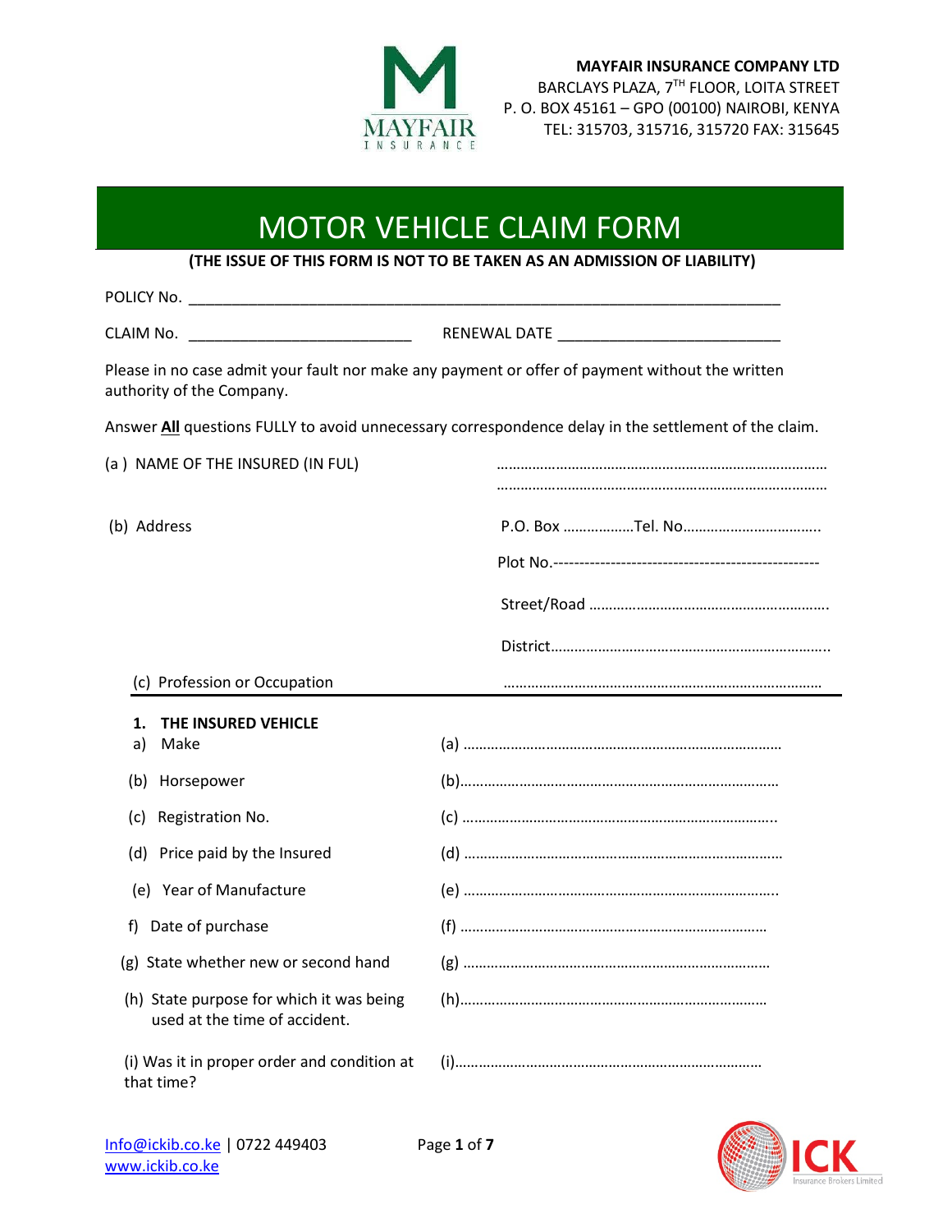**MAYFAIR INSURANCE COMPANY LTD**
BARCLAYS PLAZA, 7TH FLOOR, LOITA STREET
P. O. BOX 45161 – GPO (00100) NAIROBI, KENYA
TEL: 315703, 315716, 315720 FAX: 315645

# MOTOR VEHICLE CLAIM FORM

**(THE ISSUE OF THIS FORM IS NOT TO BE TAKEN AS AN ADMISSION OF LIABILITY)**

POLICY No. ___________________________________________________________________________

CLAIM No. ___________________________ RENEWAL DATE ___________________________

Please in no case admit your fault nor make any payment or offer of payment without the written authority of the Company.

Answer **All** questions FULLY to avoid unnecessary correspondence delay in the settlement of the claim.

(a ) NAME OF THE INSURED (IN FUL) ……………………………………………………………………………
……………………………………………………………………………

(b) Address P.O. Box ………………Tel. No……………………………..

Plot No.--------------------------------------------------

Street/Road …………………………………………………….

District……………………………………………………………..

(c) Profession or Occupation ………………………………………………………………………

---

**1. THE INSURED VEHICLE**

| | |
|---|---|
| a) Make | (a) ……………………………………………………………………… |
| (b) Horsepower | (b)……………………………………………………………………… |
| (c) Registration No. | (c) ……………………………………………………………………. |
| (d) Price paid by the Insured | (d) ……………………………………………………………………… |
| (e) Year of Manufacture | (e) ……………………………………………………………………. |
| f) Date of purchase | (f) …………………………………………………………………… |
| (g) State whether new or second hand | (g) …………………………………………………………………… |
| (h) State purpose for which it was being used at the time of accident. | (h)…………………………………………………………………… |
| (i) Was it in proper order and condition at that time? | (i)…………………………………………………………………… |

Info@ickib.co.ke | 0722 449403
www.ickib.co.ke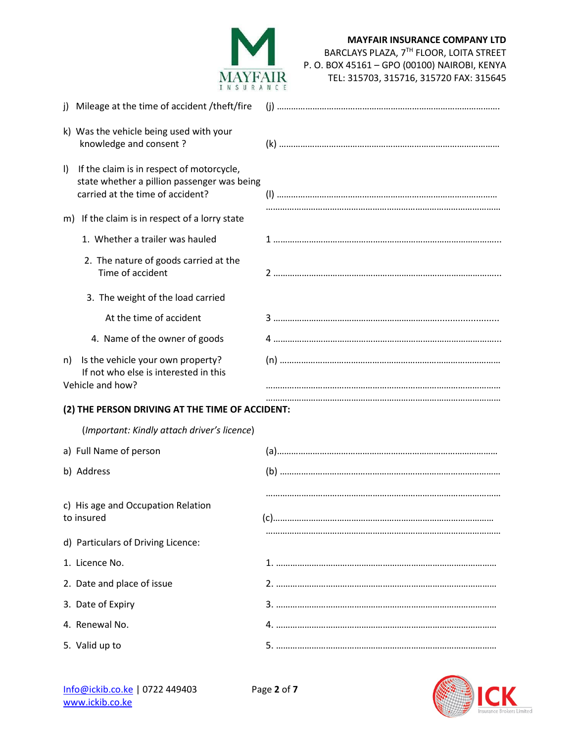j) Mileage at the time of accident /theft/fire (j) ..............................................................................................

k) Was the vehicle being used with your knowledge and consent ? (k) ..............................................................................................

l) If the claim is in respect of motorcycle, state whether a pillion passenger was being carried at the time of accident? (l) ..............................................................................................

..............................................................................................

m) If the claim is in respect of a lorry state

1. Whether a trailer was hauled 1 ..............................................................................................
2. The nature of goods carried at the Time of accident 2 ..............................................................................................
3. The weight of the load carried At the time of accident 3 ..............................................................................................
4. Name of the owner of goods 4 ..............................................................................................

n) Is the vehicle your own property? If not who else is interested in this Vehicle and how? (n) ..............................................................................................

..............................................................................................

..............................................................................................

**(2) THE PERSON DRIVING AT THE TIME OF ACCIDENT:**

(*Important: Kindly attach driver's licence*)

a) Full Name of person (a)..............................................................................................

b) Address (b) ..............................................................................................

..............................................................................................

c) His age and Occupation Relation to insured (c)..............................................................................................

..............................................................................................

d) Particulars of Driving Licence:

1. Licence No. 1. ..............................................................................................
2. Date and place of issue 2. ..............................................................................................
3. Date of Expiry 3. ..............................................................................................
4. Renewal No. 4. ..............................................................................................
5. Valid up to 5. ..............................................................................................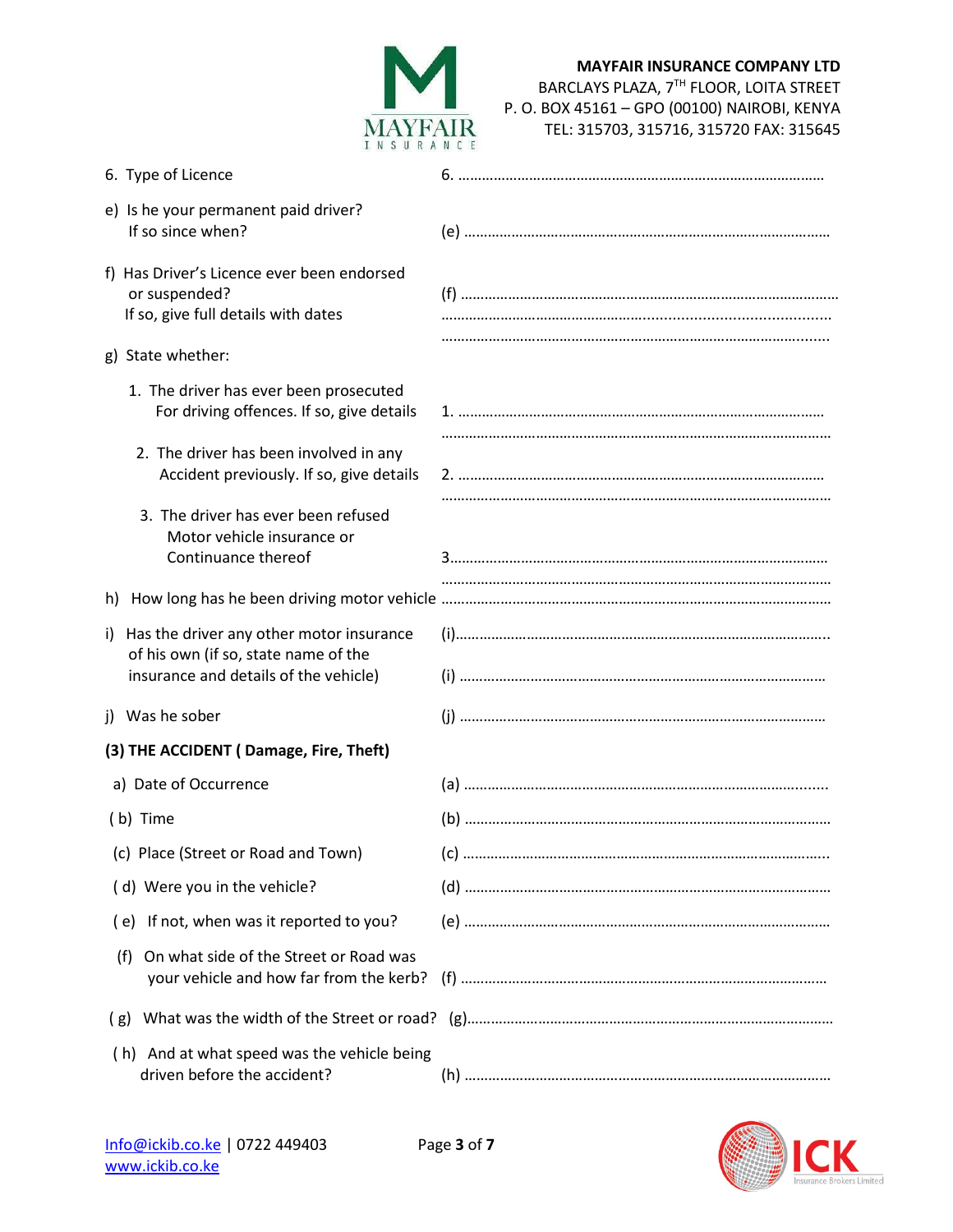**MAYFAIR INSURANCE COMPANY LTD**
BARCLAYS PLAZA, 7TH FLOOR, LOITA STREET
P. O. BOX 45161 – GPO (00100) NAIROBI, KENYA
TEL: 315703, 315716, 315720 FAX: 315645

6. Type of Licence — 6. ……………………………………………………………………………

e) Is he your permanent paid driver?
If so since when? — (e) ……………………………………………………………………………

f) Has Driver's Licence ever been endorsed or suspended?
If so, give full details with dates — (f) ……………………………………………………………………………
……………………………………………………………………………
……………………………………………………………………………

g) State whether:

1. The driver has ever been prosecuted For driving offences. If so, give details — 1. ……………………………………………………………………………
……………………………………………………………………………
2. The driver has been involved in any Accident previously. If so, give details — 2. ……………………………………………………………………………
……………………………………………………………………………
3. The driver has ever been refused Motor vehicle insurance or Continuance thereof — 3……………………………………………………………………………
……………………………………………………………………………

h) How long has he been driving motor vehicle ……………………………………………………………………………

i) Has the driver any other motor insurance of his own (if so, state name of the insurance and details of the vehicle) — (i)……………………………………………………………………………
(i) ……………………………………………………………………………

j) Was he sober — (j) ……………………………………………………………………………

**(3) THE ACCIDENT ( Damage, Fire, Theft)**

a) Date of Occurrence — (a) ……………………………………………………………………………

(b) Time — (b) ……………………………………………………………………………

(c) Place (Street or Road and Town) — (c) ……………………………………………………………………………

(d) Were you in the vehicle? — (d) ……………………………………………………………………………

(e) If not, when was it reported to you? — (e) ……………………………………………………………………………

(f) On what side of the Street or Road was your vehicle and how far from the kerb? — (f) ……………………………………………………………………………

(g) What was the width of the Street or road? — (g)……………………………………………………………………………

(h) And at what speed was the vehicle being driven before the accident? — (h) ……………………………………………………………………………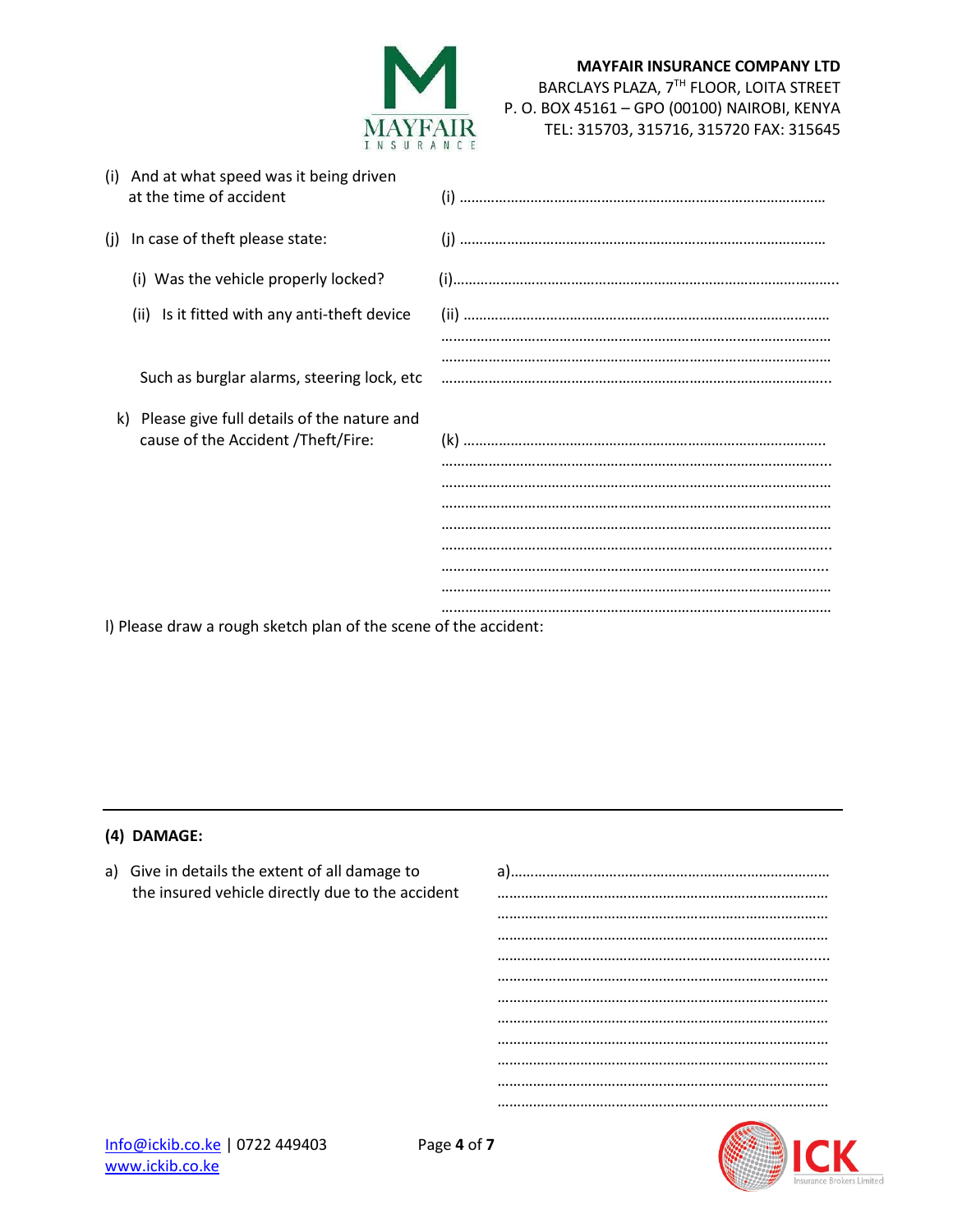**MAYFAIR INSURANCE COMPANY LTD**
BARCLAYS PLAZA, 7TH FLOOR, LOITA STREET
P. O. BOX 45161 – GPO (00100) NAIROBI, KENYA
TEL: 315703, 315716, 315720 FAX: 315645

(i) And at what speed was it being driven at the time of accident (i) …………………………………………………………………………………

(j) In case of theft please state: (j) …………………………………………………………………………………

(i) Was the vehicle properly locked? (i)……………………………………………………………………………………..

(ii) Is it fitted with any anti-theft device (ii) …………………………………………………………………………………
…………………………………………………………………………………………
…………………………………………………………………………………………

Such as burglar alarms, steering lock, etc …………………………………………………………………………………………..

k) Please give full details of the nature and cause of the Accident /Theft/Fire: (k) ……………………………………………………………………………….
…………………………………………………………………………………………..
…………………………………………………………………………………………
…………………………………………………………………………………………
…………………………………………………………………………………………
…………………………………………………………………………………………..
………………………………………………………………………………………...
…………………………………………………………………………………………
…………………………………………………………………………………………

l) Please draw a rough sketch plan of the scene of the accident:

---

**(4) DAMAGE:**

a) Give in details the extent of all damage to the insured vehicle directly due to the accident a)……………………………………………………………………
……………………………………………………………………………
……………………………………………………………………………
……………………………………………………………………………
……………………………………………………………………………..
……………………………………………………………………………
……………………………………………………………………………
……………………………………………………………………………
……………………………………………………………………………
……………………………………………………………………………
……………………………………………………………………………
……………………………………………………………………………

Info@ickib.co.ke | 0722 449403
www.ickib.co.ke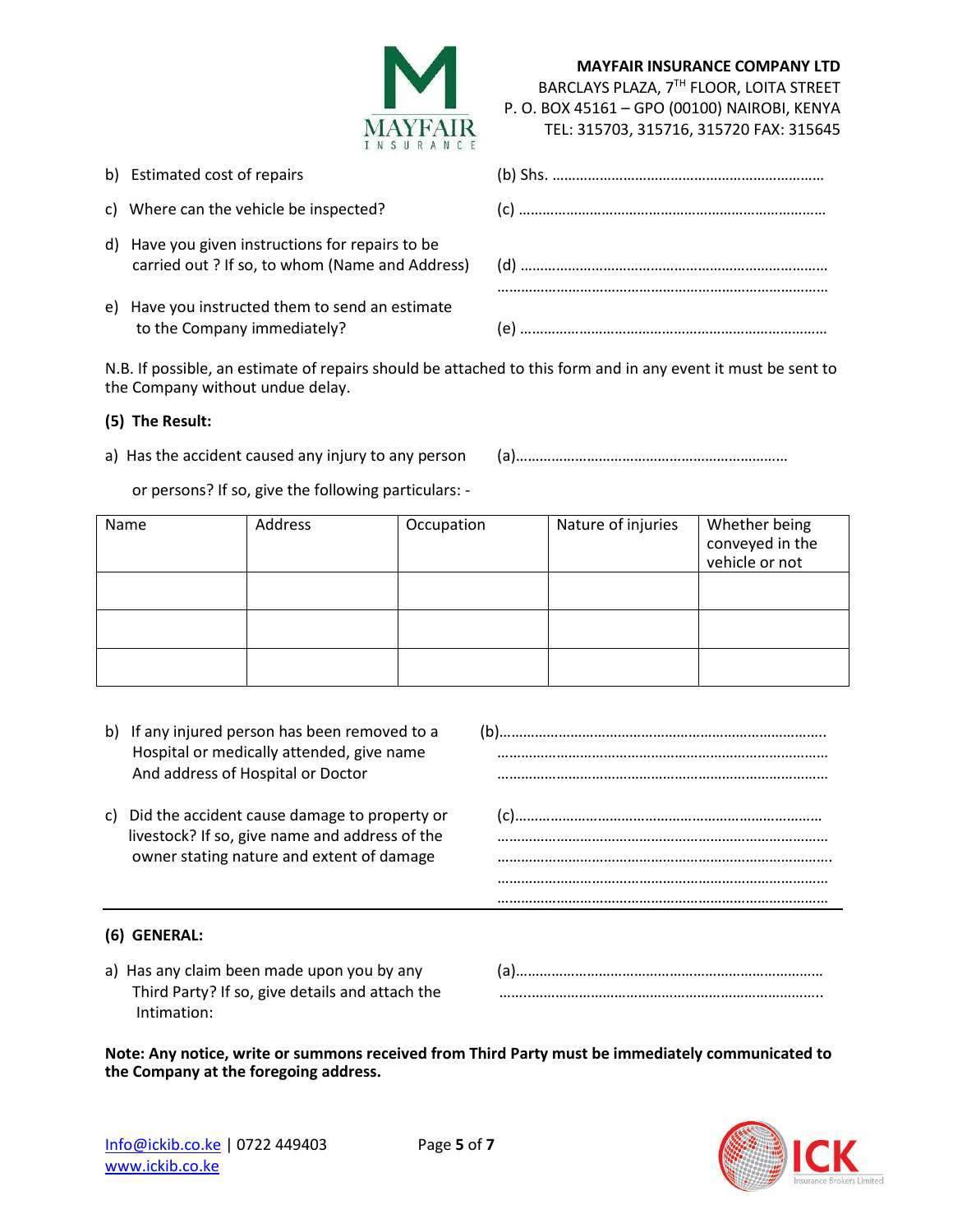**MAYFAIR INSURANCE COMPANY LTD**
BARCLAYS PLAZA, 7TH FLOOR, LOITA STREET
P. O. BOX 45161 – GPO (00100) NAIROBI, KENYA
TEL: 315703, 315716, 315720 FAX: 315645

b) Estimated cost of repairs (b) Shs. ……………………………………………………………

c) Where can the vehicle be inspected? (c) ……………………………………………………………………

d) Have you given instructions for repairs to be carried out ? If so, to whom (Name and Address) (d) ……………………………………………………………………
……………………………………………………………………………

e) Have you instructed them to send an estimate to the Company immediately? (e) ……………………………………………………………………

N.B. If possible, an estimate of repairs should be attached to this form and in any event it must be sent to the Company without undue delay.

**(5) The Result:**

a) Has the accident caused any injury to any person or persons? If so, give the following particulars: - (a)……………………………………………………………

| Name | Address | Occupation | Nature of injuries | Whether being conveyed in the vehicle or not |
|---|---|---|---|---|
| | | | | |
| | | | | |
| | | | | |

b) If any injured person has been removed to a Hospital or medically attended, give name And address of Hospital or Doctor (b)…………………………………………………………………………
……………………………………………………………………………
……………………………………………………………………………

c) Did the accident cause damage to property or livestock? If so, give name and address of the owner stating nature and extent of damage (c)……………………………………………………………………
……………………………………………………………………………
……………………………………………………………………………
……………………………………………………………………………
……………………………………………………………………………

**(6) GENERAL:**

a) Has any claim been made upon you by any Third Party? If so, give details and attach the Intimation: (a)……………………………………………………………………
……………………………………………………………………………

**Note: Any notice, write or summons received from Third Party must be immediately communicated to the Company at the foregoing address.**

Info@ickib.co.ke | 0722 449403
www.ickib.co.ke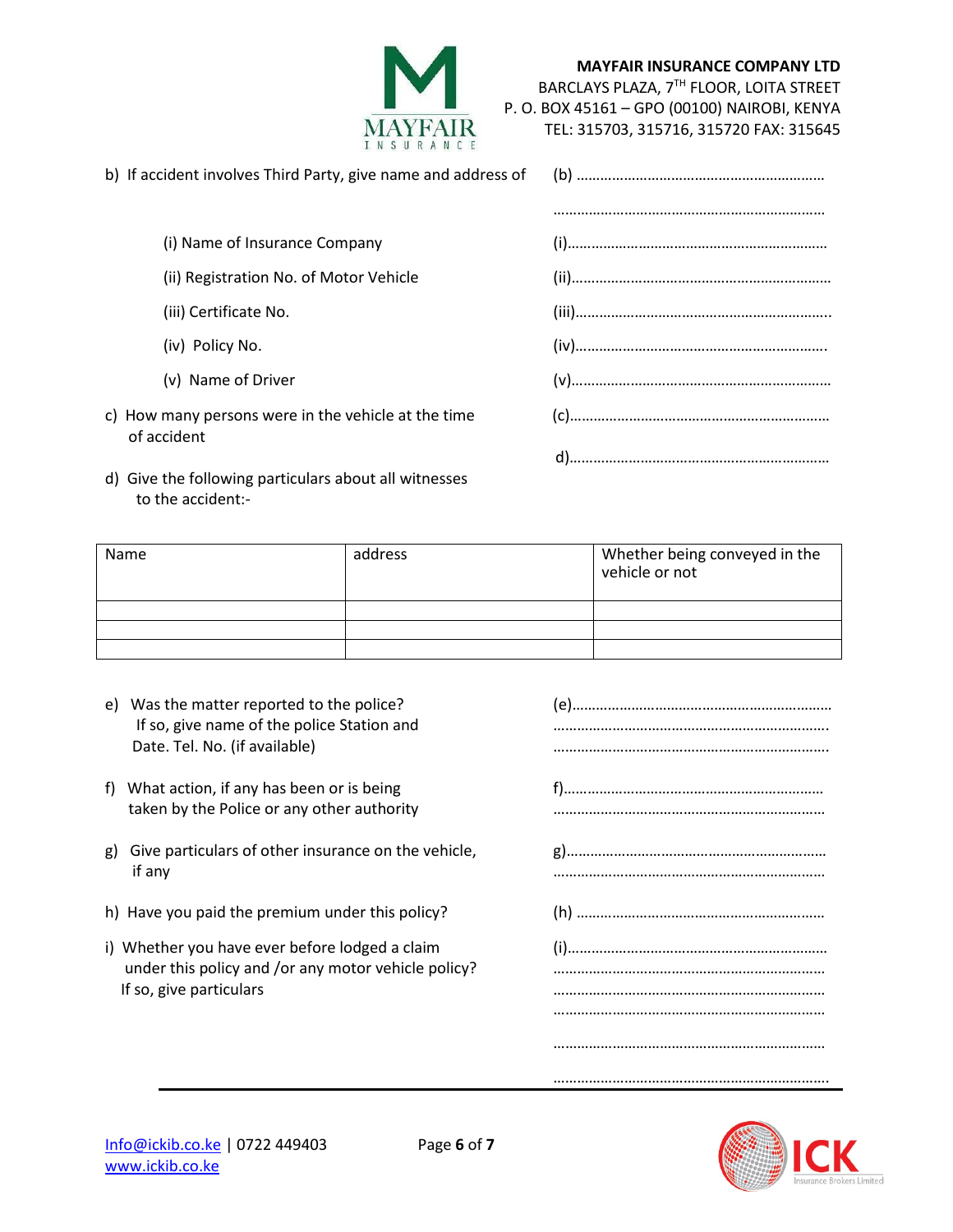**MAYFAIR INSURANCE COMPANY LTD**
BARCLAYS PLAZA, 7TH FLOOR, LOITA STREET
P. O. BOX 45161 – GPO (00100) NAIROBI, KENYA
TEL: 315703, 315716, 315720 FAX: 315645

b) If accident involves Third Party, give name and address of (b) ……………………………………………………

………………………………………………………………

(i) Name of Insurance Company (i)………………………………………………………

(ii) Registration No. of Motor Vehicle (ii)………………………………………………………

(iii) Certificate No. (iii)……………………………………………………..

(iv) Policy No. (iv)……………………………………………………..

(v) Name of Driver (v)………………………………………………………

c) How many persons were in the vehicle at the time of accident (c)………………………………………………………

d) Give the following particulars about all witnesses to the accident:- d)………………………………………………………

| Name | address | Whether being conveyed in the vehicle or not |
|---|---|---|
| | | |
| | | |
| | | |

e) Was the matter reported to the police? If so, give name of the police Station and Date. Tel. No. (if available) (e)………………………………………………………
……………………………………………………………..
……………………………………………………………..

f) What action, if any has been or is being taken by the Police or any other authority f)………………………………………………………
………………………………………………………………

g) Give particulars of other insurance on the vehicle, if any g)………………………………………………………
………………………………………………………………

h) Have you paid the premium under this policy? (h) ……………………………………………………

i) Whether you have ever before lodged a claim under this policy and /or any motor vehicle policy? If so, give particulars (i)………………………………………………………
………………………………………………………………
………………………………………………………………
………………………………………………………………
………………………………………………………………
……………………………………………………………..

Info@ickib.co.ke | 0722 449403
www.ickib.co.ke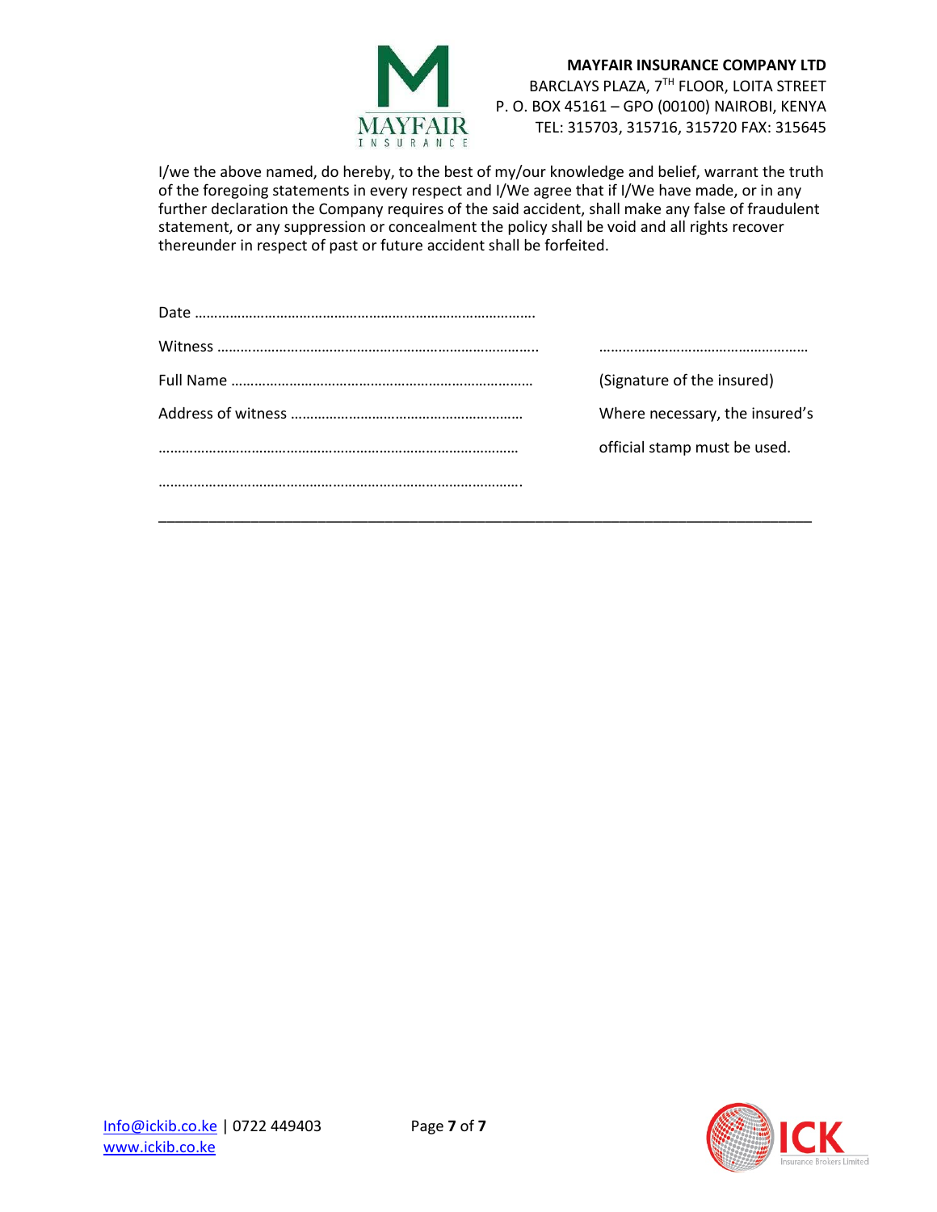**MAYFAIR INSURANCE COMPANY LTD**
BARCLAYS PLAZA, 7TH FLOOR, LOITA STREET
P. O. BOX 45161 – GPO (00100) NAIROBI, KENYA
TEL: 315703, 315716, 315720 FAX: 315645

I/we the above named, do hereby, to the best of my/our knowledge and belief, warrant the truth of the foregoing statements in every respect and I/We agree that if I/We have made, or in any further declaration the Company requires of the said accident, shall make any false of fraudulent statement, or any suppression or concealment the policy shall be void and all rights recover thereunder in respect of past or future accident shall be forfeited.

Date …………………………………………………………………………….

Witness ……………………………………………………………………….. ……………………………………………

Full Name ………………………………………………………………….. (Signature of the insured)

Address of witness …………………………………………………. Where necessary, the insured's

………………………………………………………………………………… official stamp must be used.

…………………………………………………………………………………..

---

Info@ickib.co.ke | 0722 449403
www.ickib.co.ke